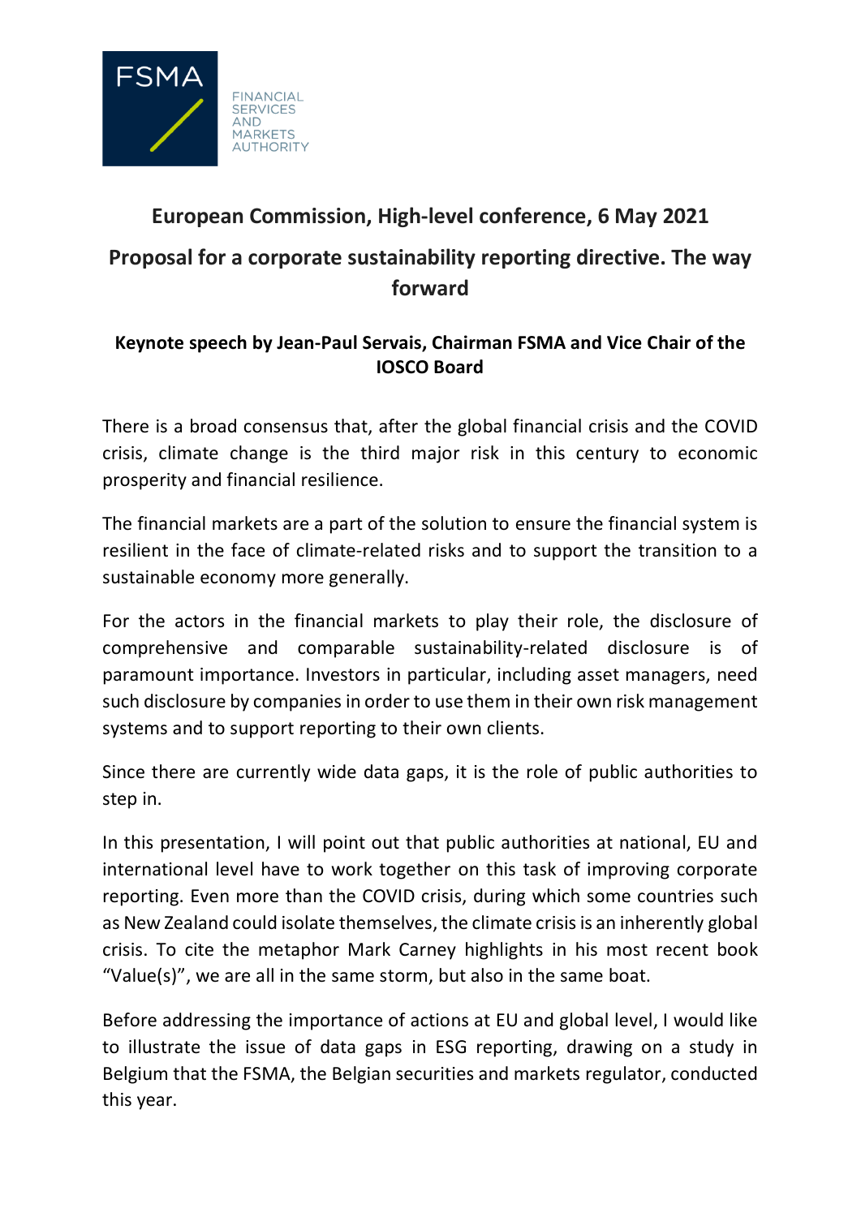FSMA

FINANCIAL SERVICES AND MARKETS AUTHORITY

## European Commission, High-level conference, 6 May 2021

## Proposal for a corporate sustainability reporting directive. The way forward

### Keynote speech by Jean-Paul Servais, Chairman FSMA and Vice Chair of the IOSCO Board

There is a broad consensus that, after the global financial crisis and the COVID crisis, climate change is the third major risk in this century to economic prosperity and financial resilience.

The financial markets are a part of the solution to ensure the financial system is resilient in the face of climate-related risks and to support the transition to a sustainable economy more generally.

For the actors in the financial markets to play their role, the disclosure of comprehensive and comparable sustainability-related disclosure is of paramount importance. Investors in particular, including asset managers, need such disclosure by companies in order to use them in their own risk management systems and to support reporting to their own clients.

Since there are currently wide data gaps, it is the role of public authorities to step in.

In this presentation, I will point out that public authorities at national, EU and international level have to work together on this task of improving corporate reporting. Even more than the COVID crisis, during which some countries such as New Zealand could isolate themselves, the climate crisis is an inherently global crisis. To cite the metaphor Mark Carney highlights in his most recent book "Value(s)", we are all in the same storm, but also in the same boat.

Before addressing the importance of actions at EU and global level, I would like to illustrate the issue of data gaps in ESG reporting, drawing on a study in Belgium that the FSMA, the Belgian securities and markets regulator, conducted this year.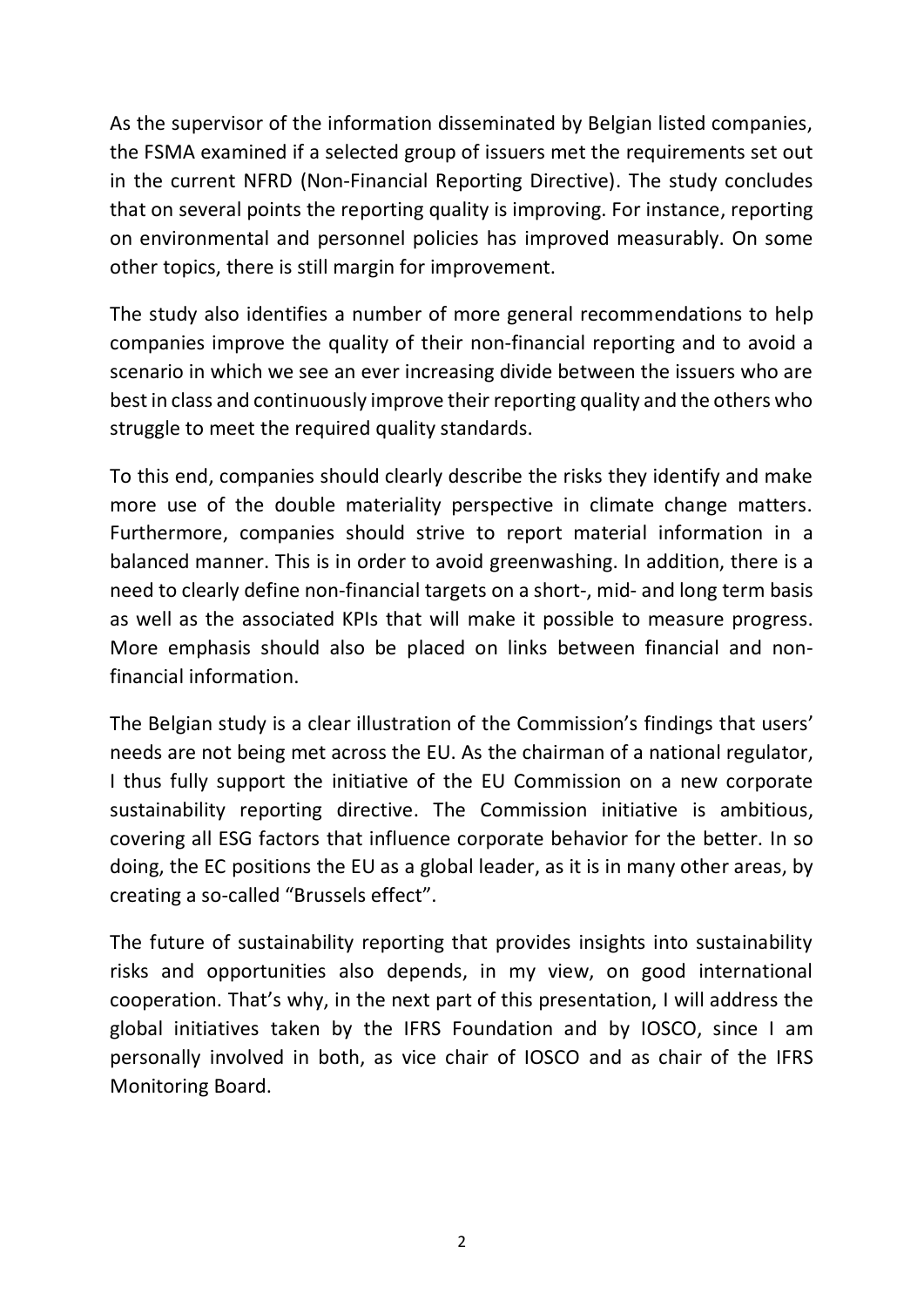As the supervisor of the information disseminated by Belgian listed companies, the FSMA examined if a selected group of issuers met the requirements set out in the current NFRD (Non-Financial Reporting Directive). The study concludes that on several points the reporting quality is improving. For instance, reporting on environmental and personnel policies has improved measurably. On some other topics, there is still margin for improvement.

The study also identifies a number of more general recommendations to help companies improve the quality of their non-financial reporting and to avoid a scenario in which we see an ever increasing divide between the issuers who are best in class and continuously improve their reporting quality and the others who struggle to meet the required quality standards.

To this end, companies should clearly describe the risks they identify and make more use of the double materiality perspective in climate change matters. Furthermore, companies should strive to report material information in a balanced manner. This is in order to avoid greenwashing. In addition, there is a need to clearly define non-financial targets on a short-, mid- and long term basis as well as the associated KPIs that will make it possible to measure progress. More emphasis should also be placed on links between financial and non-financial information.

The Belgian study is a clear illustration of the Commission's findings that users' needs are not being met across the EU. As the chairman of a national regulator, I thus fully support the initiative of the EU Commission on a new corporate sustainability reporting directive. The Commission initiative is ambitious, covering all ESG factors that influence corporate behavior for the better. In so doing, the EC positions the EU as a global leader, as it is in many other areas, by creating a so-called "Brussels effect".

The future of sustainability reporting that provides insights into sustainability risks and opportunities also depends, in my view, on good international cooperation. That's why, in the next part of this presentation, I will address the global initiatives taken by the IFRS Foundation and by IOSCO, since I am personally involved in both, as vice chair of IOSCO and as chair of the IFRS Monitoring Board.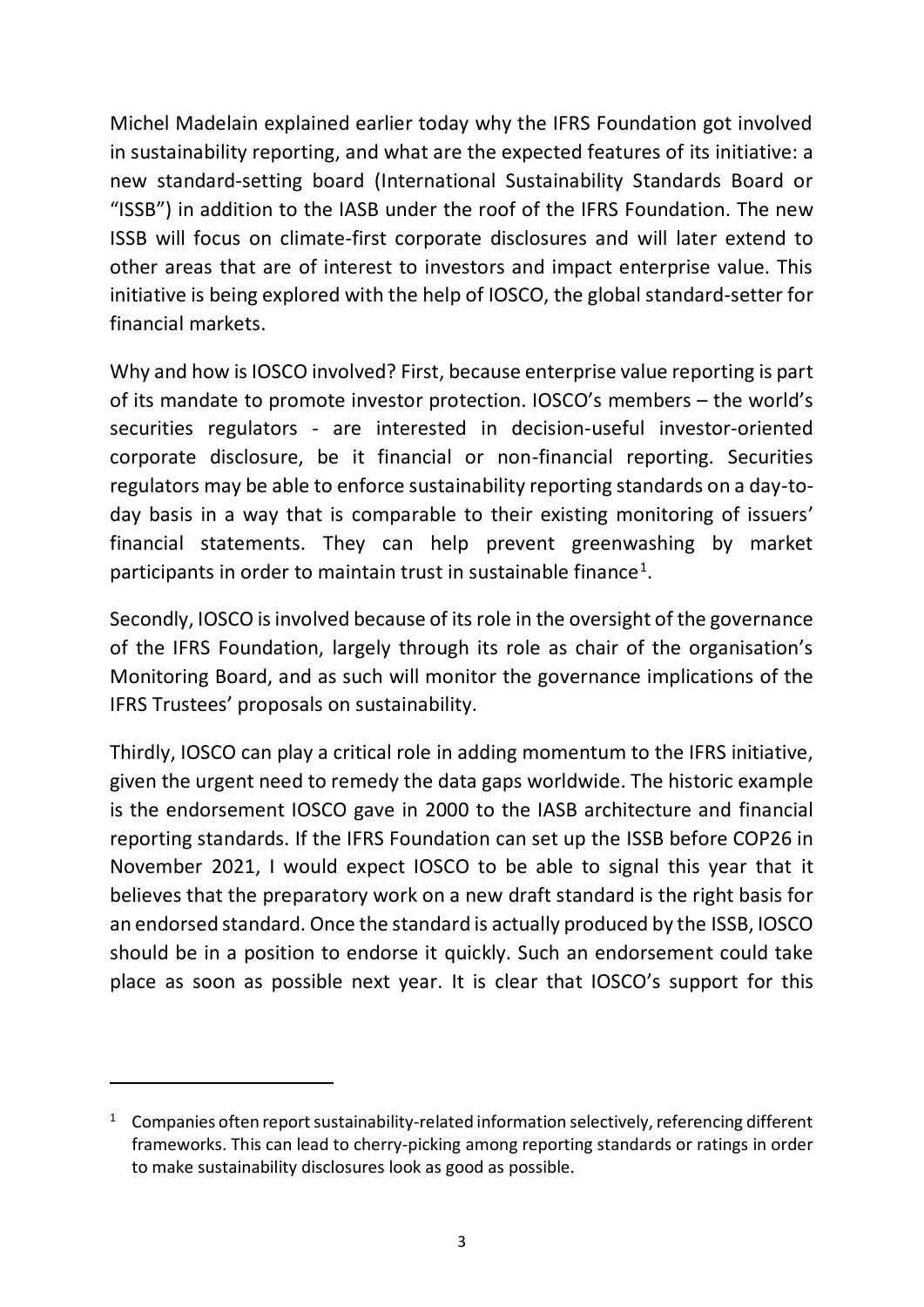Michel Madelain explained earlier today why the IFRS Foundation got involved in sustainability reporting, and what are the expected features of its initiative: a new standard-setting board (International Sustainability Standards Board or "ISSB") in addition to the IASB under the roof of the IFRS Foundation. The new ISSB will focus on climate-first corporate disclosures and will later extend to other areas that are of interest to investors and impact enterprise value. This initiative is being explored with the help of IOSCO, the global standard-setter for financial markets.

Why and how is IOSCO involved? First, because enterprise value reporting is part of its mandate to promote investor protection. IOSCO's members – the world's securities regulators - are interested in decision-useful investor-oriented corporate disclosure, be it financial or non-financial reporting. Securities regulators may be able to enforce sustainability reporting standards on a day-to-day basis in a way that is comparable to their existing monitoring of issuers' financial statements. They can help prevent greenwashing by market participants in order to maintain trust in sustainable finance[1].

Secondly, IOSCO is involved because of its role in the oversight of the governance of the IFRS Foundation, largely through its role as chair of the organisation's Monitoring Board, and as such will monitor the governance implications of the IFRS Trustees' proposals on sustainability.

Thirdly, IOSCO can play a critical role in adding momentum to the IFRS initiative, given the urgent need to remedy the data gaps worldwide. The historic example is the endorsement IOSCO gave in 2000 to the IASB architecture and financial reporting standards. If the IFRS Foundation can set up the ISSB before COP26 in November 2021, I would expect IOSCO to be able to signal this year that it believes that the preparatory work on a new draft standard is the right basis for an endorsed standard. Once the standard is actually produced by the ISSB, IOSCO should be in a position to endorse it quickly. Such an endorsement could take place as soon as possible next year. It is clear that IOSCO's support for this

[1] Companies often report sustainability-related information selectively, referencing different frameworks. This can lead to cherry-picking among reporting standards or ratings in order to make sustainability disclosures look as good as possible.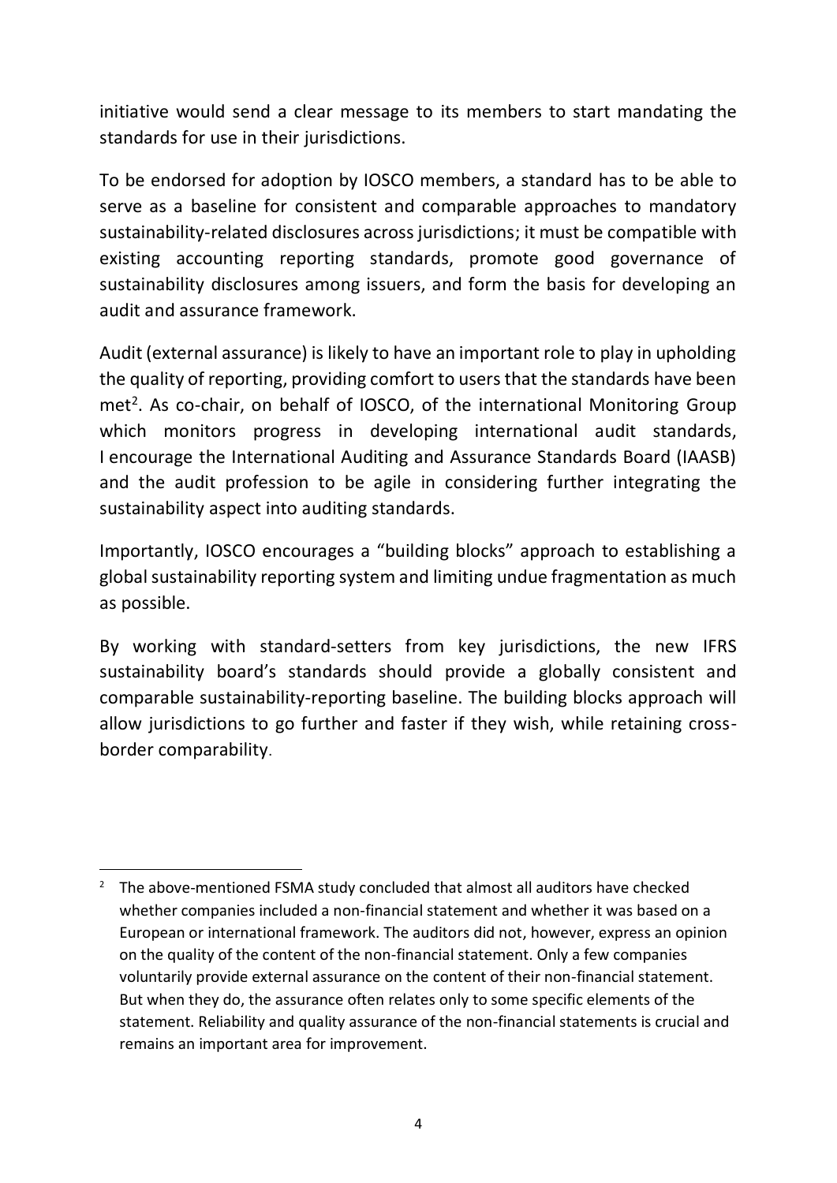initiative would send a clear message to its members to start mandating the standards for use in their jurisdictions.

To be endorsed for adoption by IOSCO members, a standard has to be able to serve as a baseline for consistent and comparable approaches to mandatory sustainability-related disclosures across jurisdictions; it must be compatible with existing accounting reporting standards, promote good governance of sustainability disclosures among issuers, and form the basis for developing an audit and assurance framework.

Audit (external assurance) is likely to have an important role to play in upholding the quality of reporting, providing comfort to users that the standards have been met[2]. As co-chair, on behalf of IOSCO, of the international Monitoring Group which monitors progress in developing international audit standards, I encourage the International Auditing and Assurance Standards Board (IAASB) and the audit profession to be agile in considering further integrating the sustainability aspect into auditing standards.

Importantly, IOSCO encourages a "building blocks" approach to establishing a global sustainability reporting system and limiting undue fragmentation as much as possible.

By working with standard-setters from key jurisdictions, the new IFRS sustainability board's standards should provide a globally consistent and comparable sustainability-reporting baseline. The building blocks approach will allow jurisdictions to go further and faster if they wish, while retaining cross-border comparability.

---

[2] The above-mentioned FSMA study concluded that almost all auditors have checked whether companies included a non-financial statement and whether it was based on a European or international framework. The auditors did not, however, express an opinion on the quality of the content of the non-financial statement. Only a few companies voluntarily provide external assurance on the content of their non-financial statement. But when they do, the assurance often relates only to some specific elements of the statement. Reliability and quality assurance of the non-financial statements is crucial and remains an important area for improvement.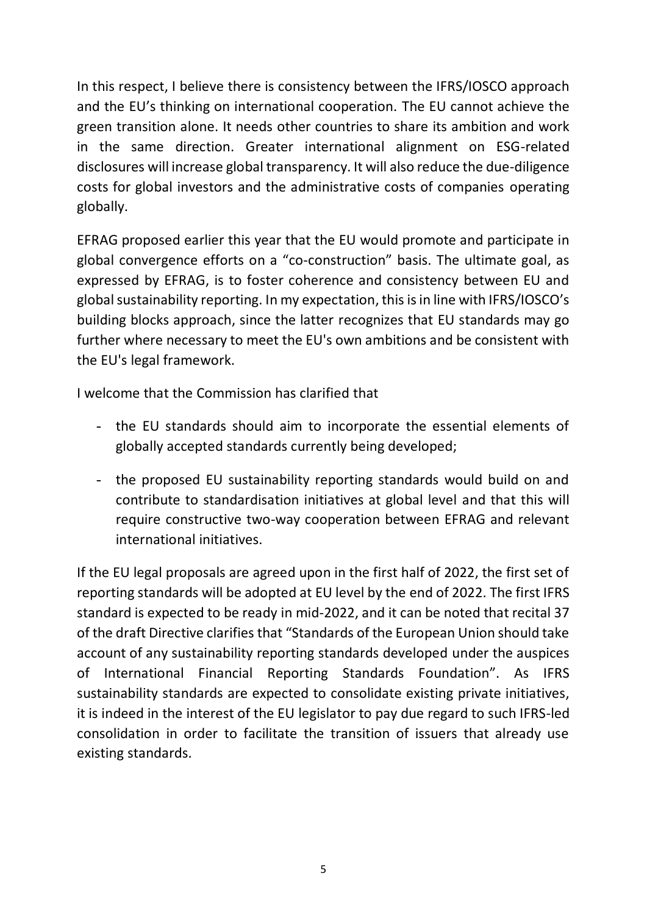In this respect, I believe there is consistency between the IFRS/IOSCO approach and the EU's thinking on international cooperation. The EU cannot achieve the green transition alone. It needs other countries to share its ambition and work in the same direction. Greater international alignment on ESG-related disclosures will increase global transparency. It will also reduce the due-diligence costs for global investors and the administrative costs of companies operating globally.

EFRAG proposed earlier this year that the EU would promote and participate in global convergence efforts on a "co-construction" basis. The ultimate goal, as expressed by EFRAG, is to foster coherence and consistency between EU and global sustainability reporting. In my expectation, this is in line with IFRS/IOSCO's building blocks approach, since the latter recognizes that EU standards may go further where necessary to meet the EU's own ambitions and be consistent with the EU's legal framework.

I welcome that the Commission has clarified that

- the EU standards should aim to incorporate the essential elements of globally accepted standards currently being developed;
- the proposed EU sustainability reporting standards would build on and contribute to standardisation initiatives at global level and that this will require constructive two-way cooperation between EFRAG and relevant international initiatives.

If the EU legal proposals are agreed upon in the first half of 2022, the first set of reporting standards will be adopted at EU level by the end of 2022. The first IFRS standard is expected to be ready in mid-2022, and it can be noted that recital 37 of the draft Directive clarifies that "Standards of the European Union should take account of any sustainability reporting standards developed under the auspices of International Financial Reporting Standards Foundation". As IFRS sustainability standards are expected to consolidate existing private initiatives, it is indeed in the interest of the EU legislator to pay due regard to such IFRS-led consolidation in order to facilitate the transition of issuers that already use existing standards.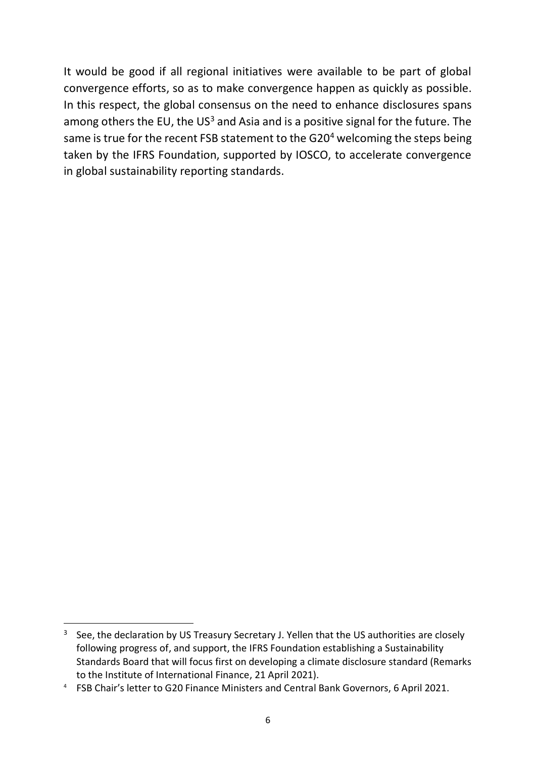It would be good if all regional initiatives were available to be part of global convergence efforts, so as to make convergence happen as quickly as possible. In this respect, the global consensus on the need to enhance disclosures spans among others the EU, the US[3] and Asia and is a positive signal for the future. The same is true for the recent FSB statement to the G20[4] welcoming the steps being taken by the IFRS Foundation, supported by IOSCO, to accelerate convergence in global sustainability reporting standards.

---

[3] See, the declaration by US Treasury Secretary J. Yellen that the US authorities are closely following progress of, and support, the IFRS Foundation establishing a Sustainability Standards Board that will focus first on developing a climate disclosure standard (Remarks to the Institute of International Finance, 21 April 2021).

[4] FSB Chair's letter to G20 Finance Ministers and Central Bank Governors, 6 April 2021.